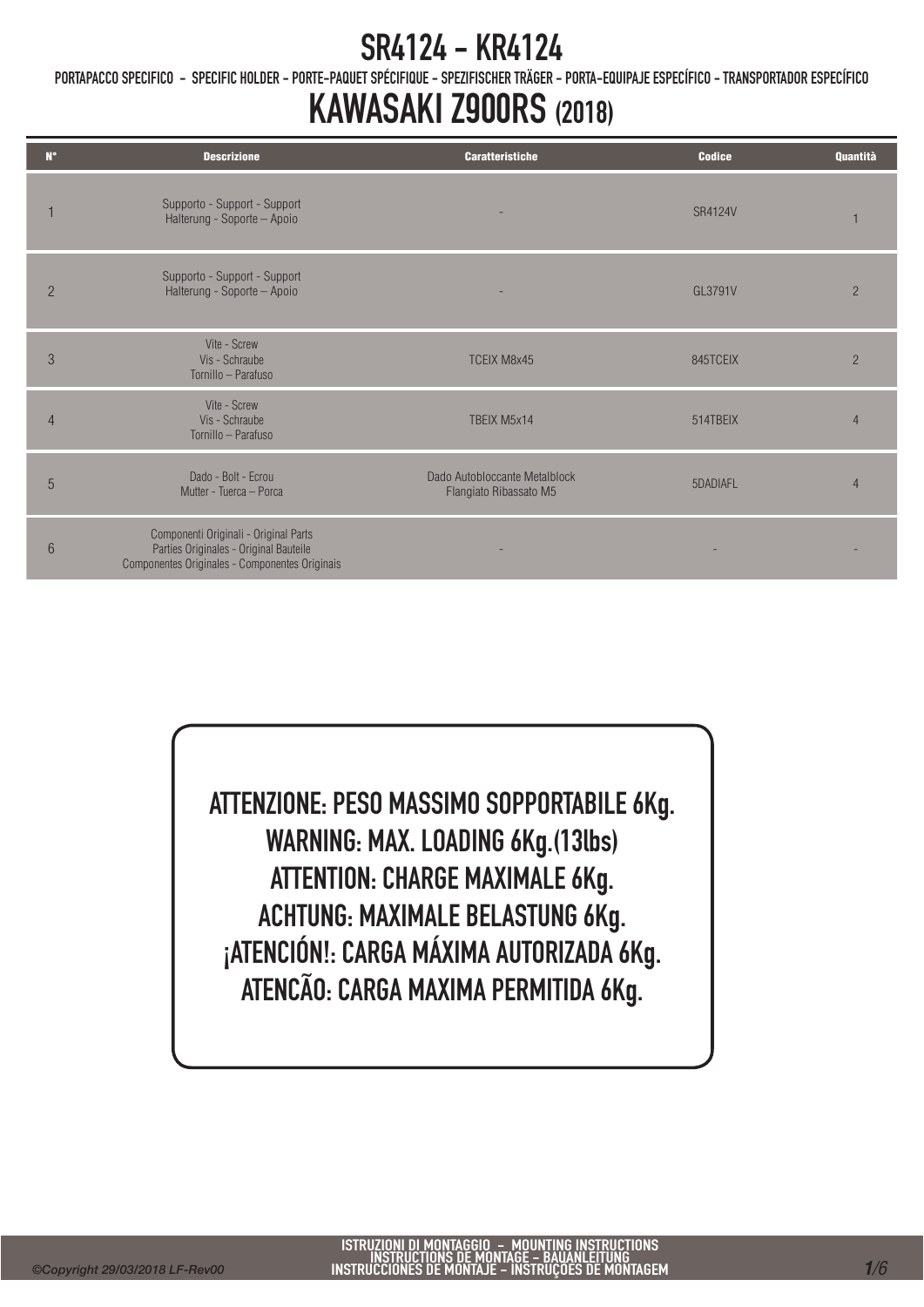# SR4124 - KR4124

PORTAPACCO SPECIFICO - SPECIFIC HOLDER - PORTE-PAQUET SPÉCIFIQUE - SPEZIFISCHER TRÄGER - PORTA-EQUIPAJE ESPECÍFICO - TRANSPORTADOR ESPECÍFICO

# KAWASAKI Z900RS (2018)

| N° | Descrizione | Caratteristiche | Codice | Quantità |
|---|---|---|---|---|
| 1 | Supporto - Support - Support Halterung - Soporte – Apoio | - | SR4124V | 1 |
| 2 | Supporto - Support - Support Halterung - Soporte – Apoio | - | GL3791V | 2 |
| 3 | Vite - Screw Vis - Schraube Tornillo – Parafuso | TCEIX M8x45 | 845TCEIX | 2 |
| 4 | Vite - Screw Vis - Schraube Tornillo – Parafuso | TBEIX M5x14 | 514TBEIX | 4 |
| 5 | Dado - Bolt - Ecrou Mutter - Tuerca – Porca | Dado Autobloccante Metalblock Flangiato Ribassato M5 | 5DADIAFL | 4 |
| 6 | Componenti Originali - Original Parts Parties Originales - Original Bauteile Componentes Originales - Componentes Originais | - | - | - |

**ATTENZIONE: PESO MASSIMO SOPPORTABILE 6Kg.**
**WARNING: MAX. LOADING 6Kg.(13lbs)**
**ATTENTION: CHARGE MAXIMALE 6Kg.**
**ACHTUNG: MAXIMALE BELASTUNG 6Kg.**
**¡ATENCIÓN!: CARGA MÁXIMA AUTORIZADA 6Kg.**
**ATENCÃO: CARGA MAXIMA PERMITIDA 6Kg.**

©Copyright 29/03/2018 LF-Rev00

ISTRUZIONI DI MONTAGGIO – MOUNTING INSTRUCTIONS
INSTRUCTIONS DE MONTAGE – BAUANLEITUNG
INSTRUCCIONES DE MONTAJE – INSTRUÇOES DE MONTAGEM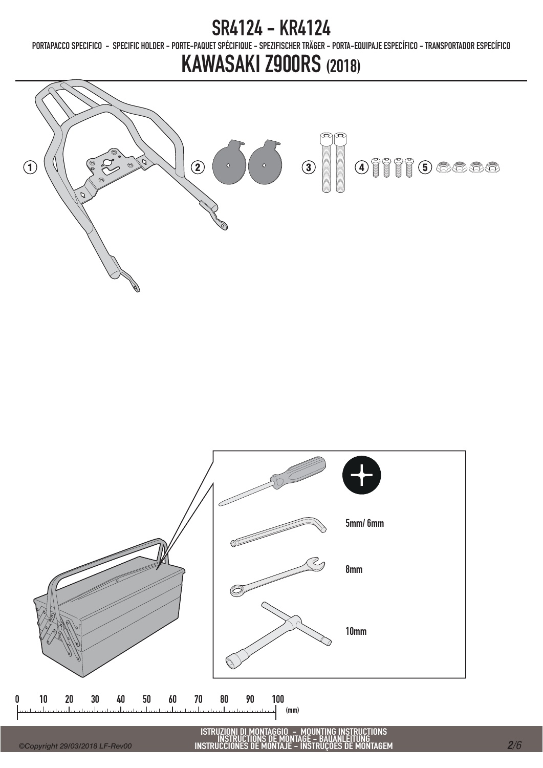# SR4124 - KR4124

PORTAPACCO SPECIFICO - SPECIFIC HOLDER - PORTE-PAQUET SPÉCIFIQUE - SPEZIFISCHER TRÄGER - PORTA-EQUIPAJE ESPECÍFICO - TRANSPORTADOR ESPECÍFICO

# KAWASAKI Z900RS (2018)

1 2 3 4 5

5mm/ 6mm

8mm

10mm

0 10 20 30 40 50 60 70 80 90 100 (mm)

ISTRUZIONI DI MONTAGGIO - MOUNTING INSTRUCTIONS
INSTRUCTIONS DE MONTAGE - BAUANLEITUNG
INSTRUCCIONES DE MONTAJE - INSTRUÇÕES DE MONTAGEM

*©Copyright 29/03/2018 LF-Rev00*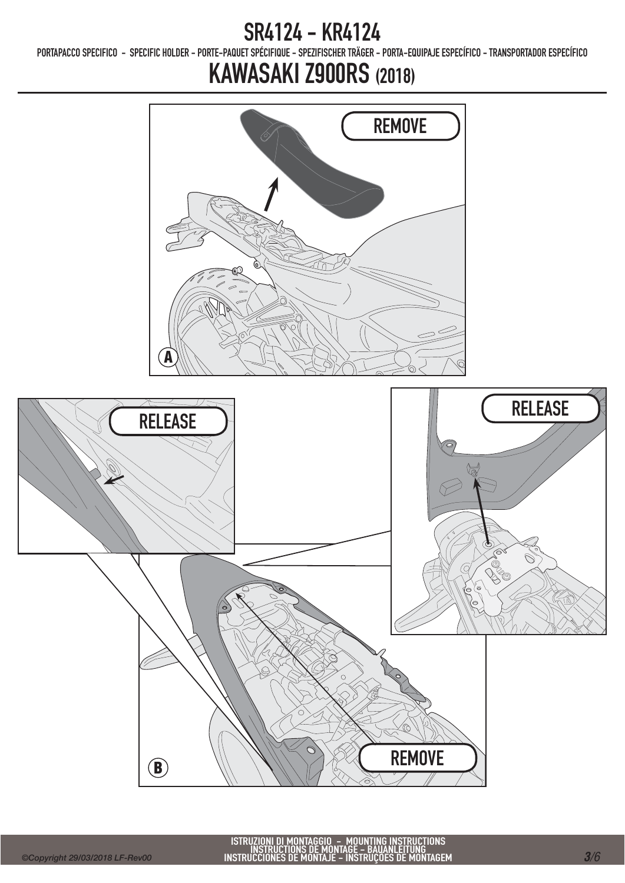# SR4124 - KR4124

PORTAPACCO SPECIFICO - SPECIFIC HOLDER - PORTE-PAQUET SPÉCIFIQUE - SPEZIFISCHER TRÄGER - PORTA-EQUIPAJE ESPECÍFICO - TRANSPORTADOR ESPECÍFICO

# KAWASAKI Z900RS (2018)

REMOVE

A

RELEASE

RELEASE

REMOVE

B

ISTRUZIONI DI MONTAGGIO - MOUNTING INSTRUCTIONS
INSTRUCTIONS DE MONTAGE - BAUANLEITUNG
INSTRUCCIONES DE MONTAJE - INSTRUÇÕES DE MONTAGEM

©Copyright 29/03/2018 LF-Rev00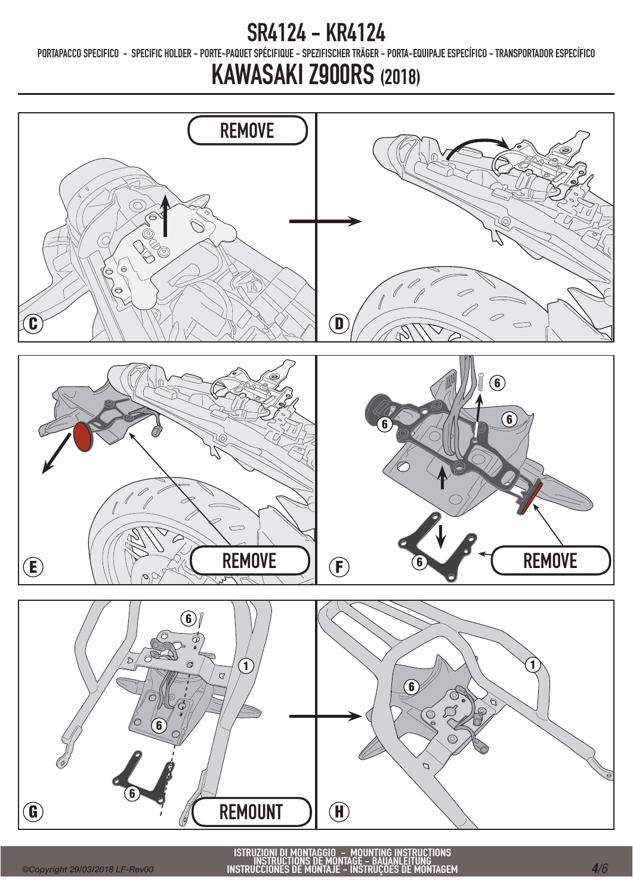# SR4124 - KR4124

PORTAPACCO SPECIFICO - SPECIFIC HOLDER - PORTE-PAQUET SPÉCIFIQUE - SPEZIFISCHER TRÄGER - PORTA-EQUIPAJE ESPECÍFICO - TRANSPORTADOR ESPECÍFICO

# KAWASAKI Z900RS (2018)

C — REMOVE

D

E — REMOVE

F — 6, 6, 6, 6 — REMOVE

G — 6, 1, 6, 6 — REMOUNT

H — 1, 6

ISTRUZIONI DI MONTAGGIO - MOUNTING INSTRUCTIONS
INSTRUCTIONS DE MONTAGE - BAUANLEITUNG
INSTRUCCIONES DE MONTAJE - INSTRUÇÕES DE MONTAGEM

©Copyright 29/03/2018 LF-Rev00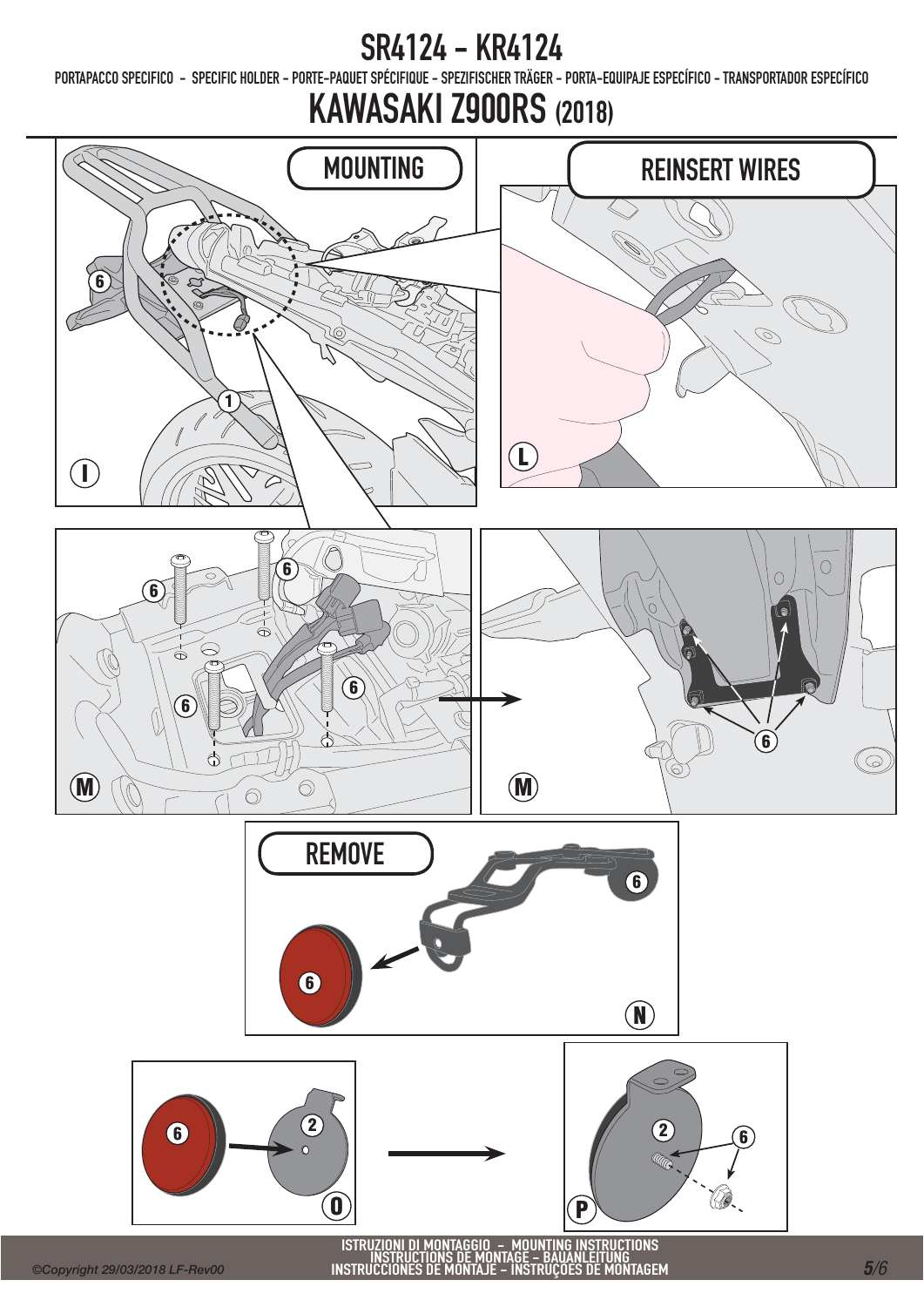# SR4124 - KR4124

PORTAPACCO SPECIFICO - SPECIFIC HOLDER - PORTE-PAQUET SPÉCIFIQUE - SPEZIFISCHER TRÄGER - PORTA-EQUIPAJE ESPECÍFICO - TRANSPORTADOR ESPECÍFICO

## KAWASAKI Z900RS (2018)

MOUNTING

REINSERT WIRES

6

1

I

L

6

6

6

6

M

6

M

REMOVE

6

6

N

6

2

O

2

6

P

ISTRUZIONI DI MONTAGGIO - MOUNTING INSTRUCTIONS
INSTRUCTIONS DE MONTAGE - BAUANLEITUNG
INSTRUCCIONES DE MONTAJE - INSTRUÇOES DE MONTAGEM

©Copyright 29/03/2018 LF-Rev00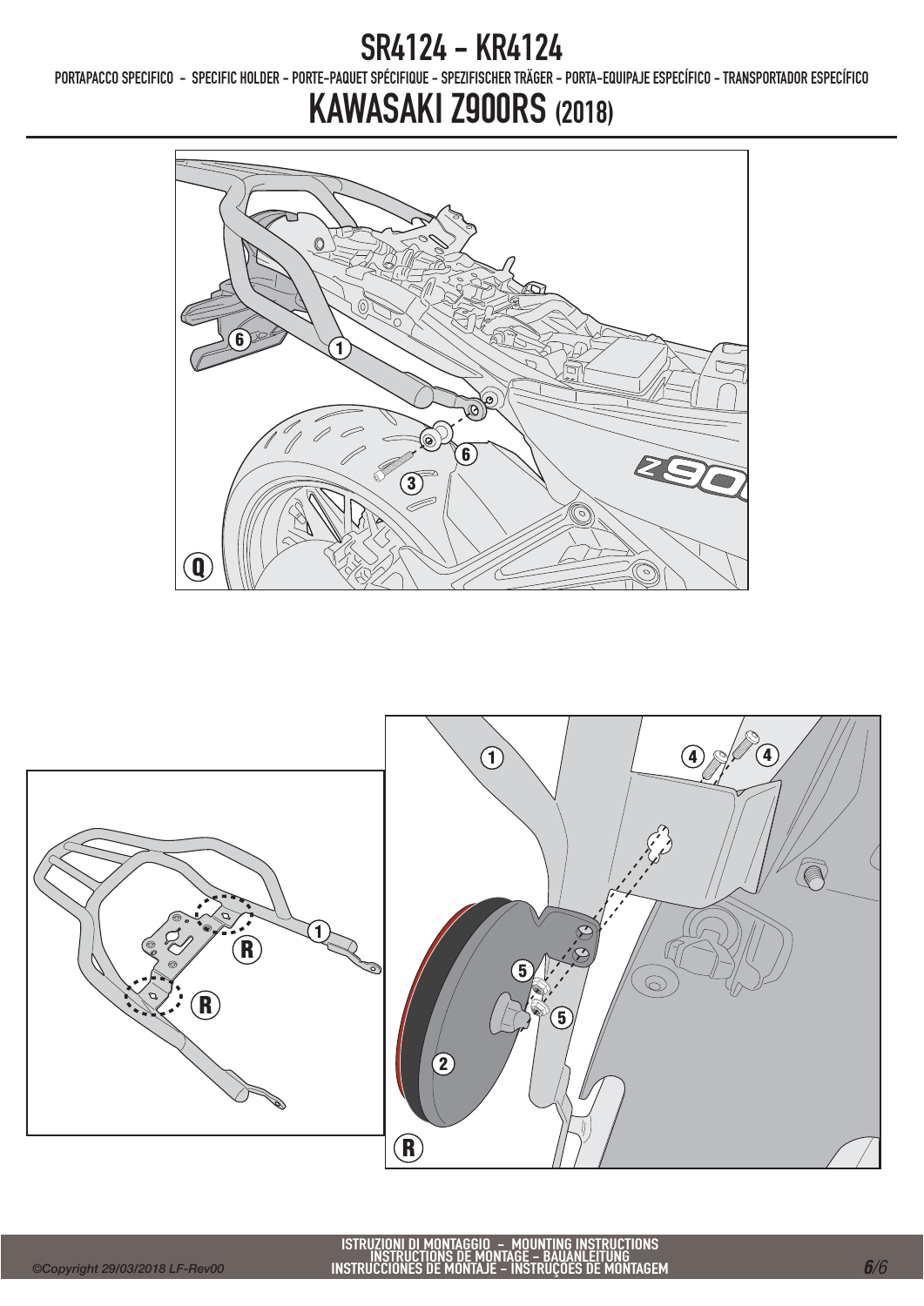# SR4124 - KR4124

PORTAPACCO SPECIFICO - SPECIFIC HOLDER - PORTE-PAQUET SPÉCIFIQUE - SPEZIFISCHER TRÄGER - PORTA-EQUIPAJE ESPECÍFICO - TRANSPORTADOR ESPECÍFICO

# KAWASAKI Z900RS (2018)

6
1
6
3
Q

1
4
4
1
R
5
R
5
2
R

ISTRUZIONI DI MONTAGGIO - MOUNTING INSTRUCTIONS
INSTRUCTIONS DE MONTAGE - BAUANLEITUNG
INSTRUCCIONES DE MONTAJE - INSTRUÇÕES DE MONTAGEM

*©Copyright 29/03/2018 LF-Rev00*